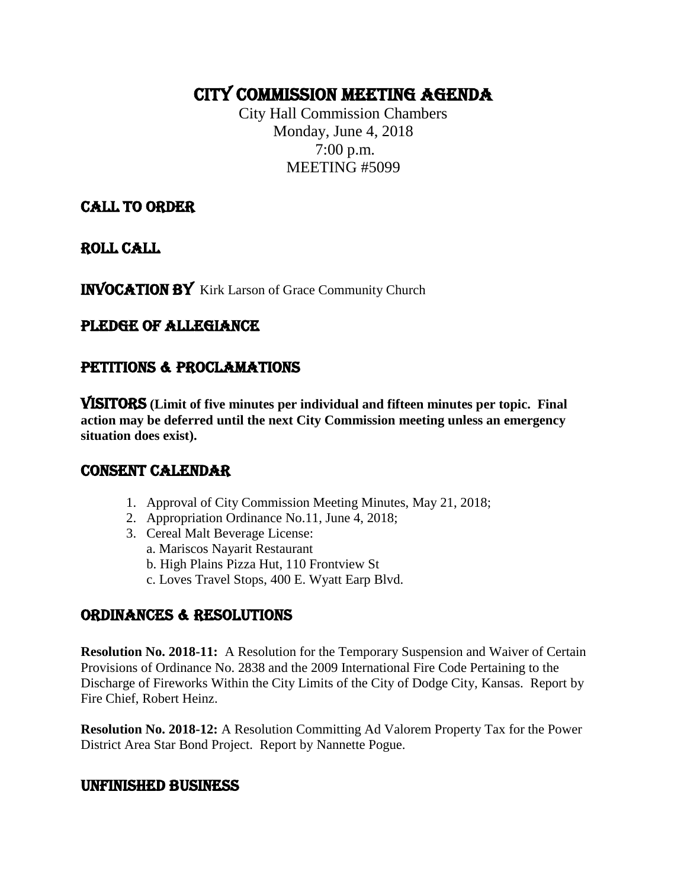# City Commission Meeting Agenda

City Hall Commission Chambers
Monday, June 4, 2018
7:00 p.m.
MEETING #5099

## Call to Order

## Roll Call

## Invocation by Kirk Larson of Grace Community Church

## Pledge of Allegiance

## Petitions & Proclamations

## Visitors **(Limit of five minutes per individual and fifteen minutes per topic. Final action may be deferred until the next City Commission meeting unless an emergency situation does exist).**

## Consent Calendar

1. Approval of City Commission Meeting Minutes, May 21, 2018;
2. Appropriation Ordinance No.11, June 4, 2018;
3. Cereal Malt Beverage License:
   a. Mariscos Nayarit Restaurant
   b. High Plains Pizza Hut, 110 Frontview St
   c. Loves Travel Stops, 400 E. Wyatt Earp Blvd.

## Ordinances & Resolutions

**Resolution No. 2018-11:** A Resolution for the Temporary Suspension and Waiver of Certain Provisions of Ordinance No. 2838 and the 2009 International Fire Code Pertaining to the Discharge of Fireworks Within the City Limits of the City of Dodge City, Kansas. Report by Fire Chief, Robert Heinz.

**Resolution No. 2018-12:** A Resolution Committing Ad Valorem Property Tax for the Power District Area Star Bond Project. Report by Nannette Pogue.

## Unfinished Business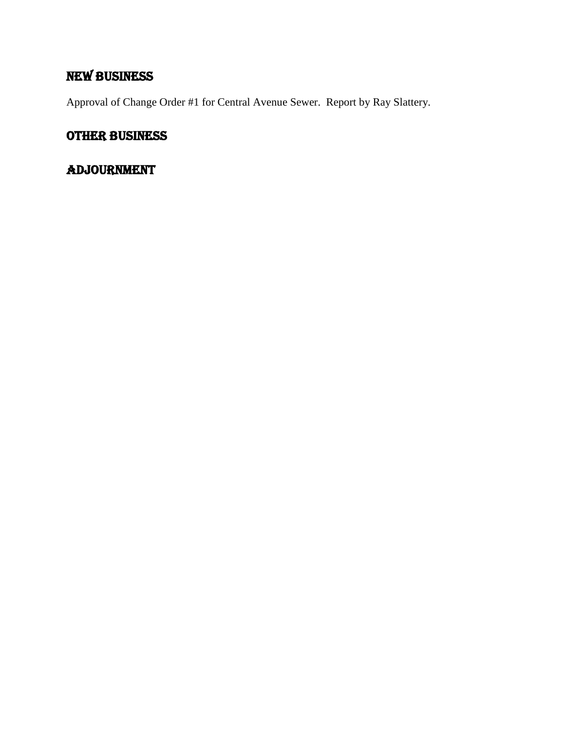## NEW BUSINESS

Approval of Change Order #1 for Central Avenue Sewer. Report by Ray Slattery.

## OTHER BUSINESS

## ADJOURNMENT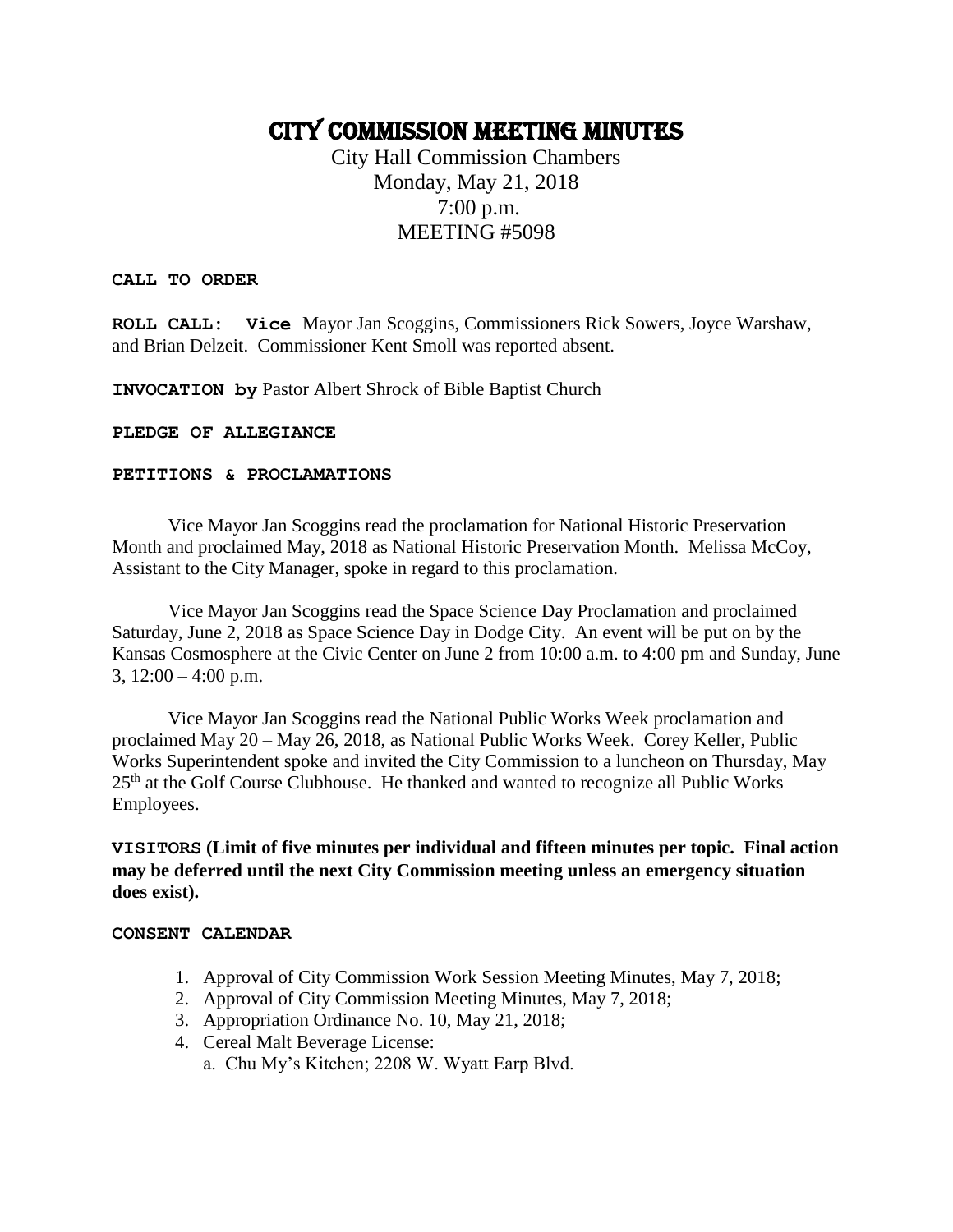# CITY COMMISSION MEETING MINUTES

City Hall Commission Chambers
Monday, May 21, 2018
7:00 p.m.
MEETING #5098

**CALL TO ORDER**

**ROLL CALL:** **Vice** Mayor Jan Scoggins, Commissioners Rick Sowers, Joyce Warshaw, and Brian Delzeit. Commissioner Kent Smoll was reported absent.

**INVOCATION by** Pastor Albert Shrock of Bible Baptist Church

**PLEDGE OF ALLEGIANCE**

**PETITIONS & PROCLAMATIONS**

Vice Mayor Jan Scoggins read the proclamation for National Historic Preservation Month and proclaimed May, 2018 as National Historic Preservation Month. Melissa McCoy, Assistant to the City Manager, spoke in regard to this proclamation.

Vice Mayor Jan Scoggins read the Space Science Day Proclamation and proclaimed Saturday, June 2, 2018 as Space Science Day in Dodge City. An event will be put on by the Kansas Cosmosphere at the Civic Center on June 2 from 10:00 a.m. to 4:00 pm and Sunday, June 3, 12:00 – 4:00 p.m.

Vice Mayor Jan Scoggins read the National Public Works Week proclamation and proclaimed May 20 – May 26, 2018, as National Public Works Week. Corey Keller, Public Works Superintendent spoke and invited the City Commission to a luncheon on Thursday, May 25th at the Golf Course Clubhouse. He thanked and wanted to recognize all Public Works Employees.

**VISITORS (Limit of five minutes per individual and fifteen minutes per topic. Final action may be deferred until the next City Commission meeting unless an emergency situation does exist).**

**CONSENT CALENDAR**

1. Approval of City Commission Work Session Meeting Minutes, May 7, 2018;
2. Approval of City Commission Meeting Minutes, May 7, 2018;
3. Appropriation Ordinance No. 10, May 21, 2018;
4. Cereal Malt Beverage License:
   a. Chu My's Kitchen; 2208 W. Wyatt Earp Blvd.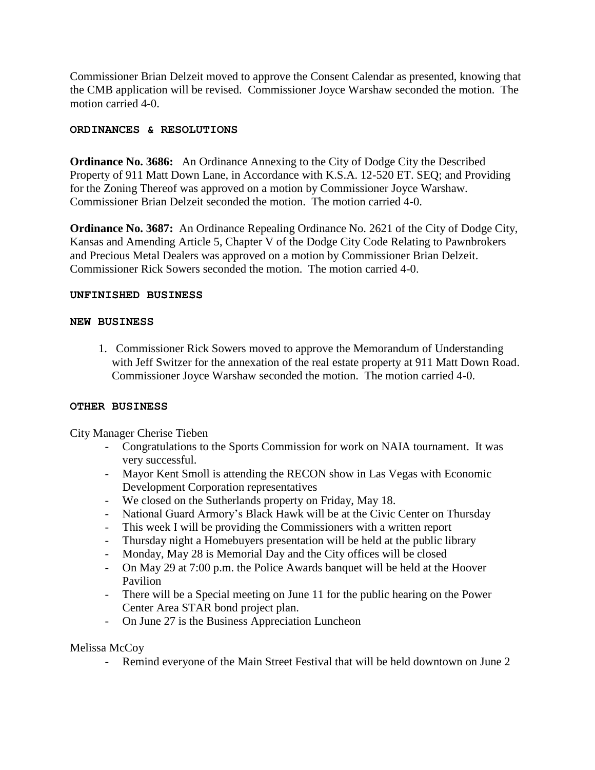Commissioner Brian Delzeit moved to approve the Consent Calendar as presented, knowing that the CMB application will be revised. Commissioner Joyce Warshaw seconded the motion. The motion carried 4-0.

**ORDINANCES & RESOLUTIONS**

**Ordinance No. 3686:** An Ordinance Annexing to the City of Dodge City the Described Property of 911 Matt Down Lane, in Accordance with K.S.A. 12-520 ET. SEQ; and Providing for the Zoning Thereof was approved on a motion by Commissioner Joyce Warshaw. Commissioner Brian Delzeit seconded the motion. The motion carried 4-0.

**Ordinance No. 3687:** An Ordinance Repealing Ordinance No. 2621 of the City of Dodge City, Kansas and Amending Article 5, Chapter V of the Dodge City Code Relating to Pawnbrokers and Precious Metal Dealers was approved on a motion by Commissioner Brian Delzeit. Commissioner Rick Sowers seconded the motion. The motion carried 4-0.

**UNFINISHED BUSINESS**

**NEW BUSINESS**

1. Commissioner Rick Sowers moved to approve the Memorandum of Understanding with Jeff Switzer for the annexation of the real estate property at 911 Matt Down Road. Commissioner Joyce Warshaw seconded the motion. The motion carried 4-0.

**OTHER BUSINESS**

City Manager Cherise Tieben

- Congratulations to the Sports Commission for work on NAIA tournament. It was very successful.
- Mayor Kent Smoll is attending the RECON show in Las Vegas with Economic Development Corporation representatives
- We closed on the Sutherlands property on Friday, May 18.
- National Guard Armory's Black Hawk will be at the Civic Center on Thursday
- This week I will be providing the Commissioners with a written report
- Thursday night a Homebuyers presentation will be held at the public library
- Monday, May 28 is Memorial Day and the City offices will be closed
- On May 29 at 7:00 p.m. the Police Awards banquet will be held at the Hoover Pavilion
- There will be a Special meeting on June 11 for the public hearing on the Power Center Area STAR bond project plan.
- On June 27 is the Business Appreciation Luncheon

Melissa McCoy

- Remind everyone of the Main Street Festival that will be held downtown on June 2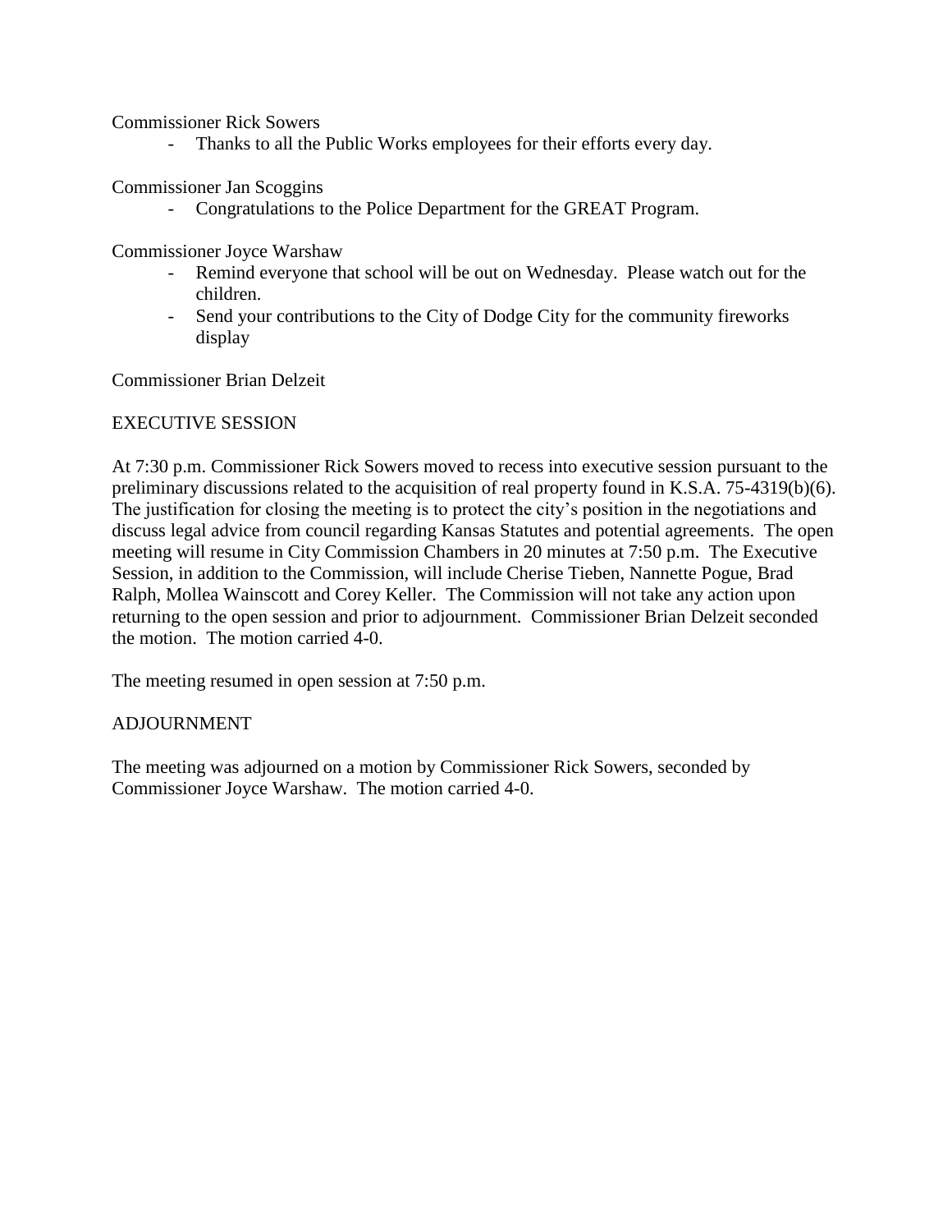Commissioner Rick Sowers

- Thanks to all the Public Works employees for their efforts every day.

Commissioner Jan Scoggins

- Congratulations to the Police Department for the GREAT Program.

Commissioner Joyce Warshaw

- Remind everyone that school will be out on Wednesday. Please watch out for the children.
- Send your contributions to the City of Dodge City for the community fireworks display

Commissioner Brian Delzeit

EXECUTIVE SESSION

At 7:30 p.m. Commissioner Rick Sowers moved to recess into executive session pursuant to the preliminary discussions related to the acquisition of real property found in K.S.A. 75-4319(b)(6). The justification for closing the meeting is to protect the city's position in the negotiations and discuss legal advice from council regarding Kansas Statutes and potential agreements. The open meeting will resume in City Commission Chambers in 20 minutes at 7:50 p.m. The Executive Session, in addition to the Commission, will include Cherise Tieben, Nannette Pogue, Brad Ralph, Mollea Wainscott and Corey Keller. The Commission will not take any action upon returning to the open session and prior to adjournment. Commissioner Brian Delzeit seconded the motion. The motion carried 4-0.

The meeting resumed in open session at 7:50 p.m.

ADJOURNMENT

The meeting was adjourned on a motion by Commissioner Rick Sowers, seconded by Commissioner Joyce Warshaw. The motion carried 4-0.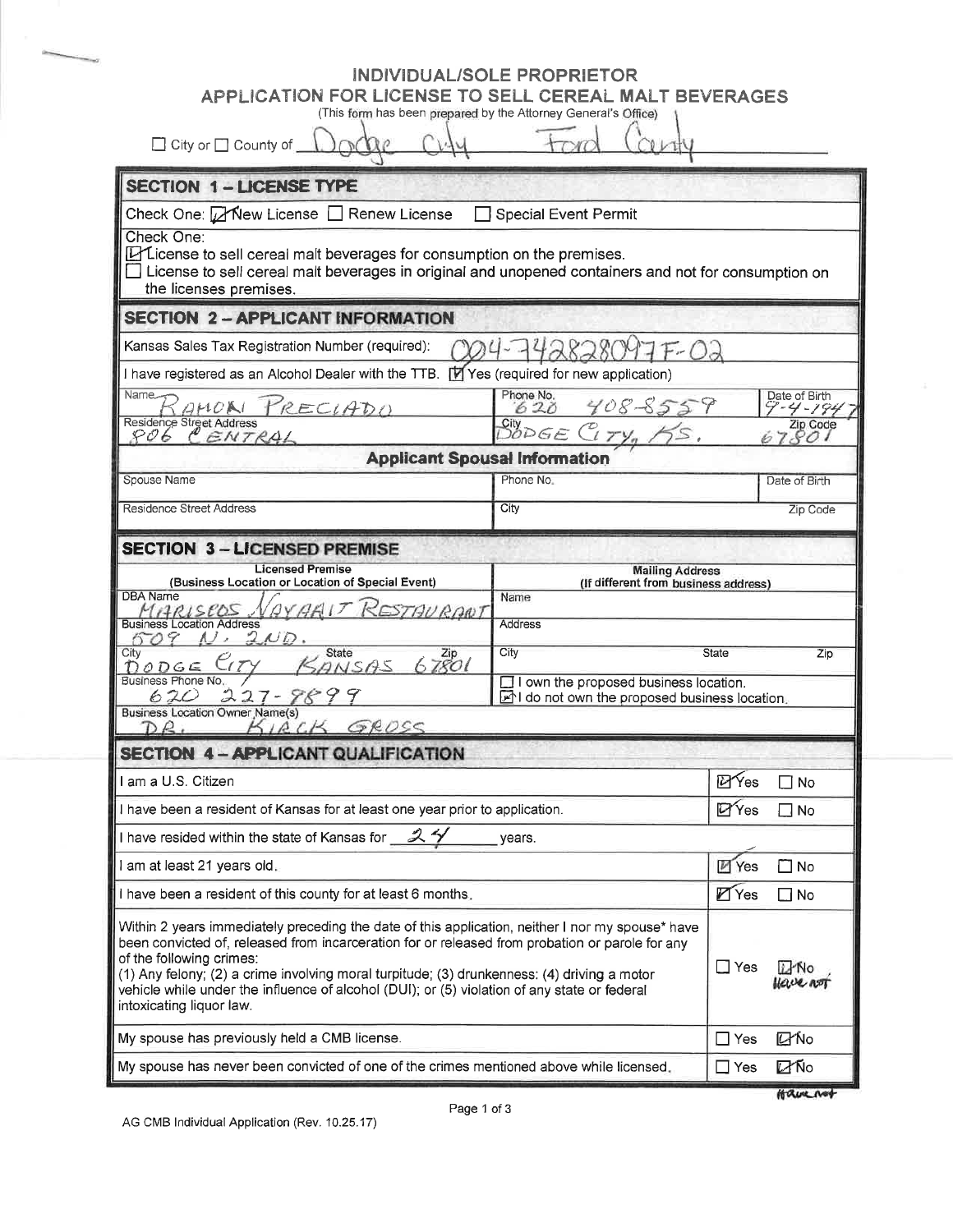# INDIVIDUAL/SOLE PROPRIETOR
## APPLICATION FOR LICENSE TO SELL CEREAL MALT BEVERAGES

(This form has been prepared by the Attorney General's Office)

☐ City or ☐ County of Dodge City Ford County

## SECTION 1 – LICENSE TYPE

Check One: ☑ New License ☐ Renew License ☐ Special Event Permit

Check One:
☑ License to sell cereal malt beverages for consumption on the premises.
☐ License to sell cereal malt beverages in original and unopened containers and not for consumption on the licenses premises.

## SECTION 2 – APPLICANT INFORMATION

Kansas Sales Tax Registration Number (required): 004-742828097F-02

I have registered as an Alcohol Dealer with the TTB. ☑ Yes (required for new application)

| Name | Phone No. | Date of Birth |
|---|---|---|
| RAMON PRECIADO | 620 408-8559 | 9-4-1947 |
| **Residence Street Address** | **City** | **Zip Code** |
| 806 CENTRAL | DODGE CITY, KS. | 67801 |

**Applicant Spousal Information**

| Spouse Name | Phone No. | Date of Birth |
|---|---|---|
| | | |
| **Residence Street Address** | **City** | **Zip Code** |
| | | |

## SECTION 3 – LICENSED PREMISE

| Licensed Premise (Business Location or Location of Special Event) | Mailing Address (If different from business address) |
|---|---|
| DBA Name: MARISCOS NAYARIT RESTAURANT | Name: |
| Business Location Address: 509 N. 2ND. | Address: |
| City: DODGE CITY State: KANSAS Zip: 67801 | City: State: Zip: |
| Business Phone No.: 620 227-9899 | ☐ I own the proposed business location. ☑ I do not own the proposed business location. |
| Business Location Owner Name(s): DR. KIRCK GROSS | |

## SECTION 4 – APPLICANT QUALIFICATION

| | | |
|---|---|---|
| I am a U.S. Citizen | ☑ Yes | ☐ No |
| I have been a resident of Kansas for at least one year prior to application. | ☑ Yes | ☐ No |
| I have resided within the state of Kansas for 24 years. | | |
| I am at least 21 years old. | ☑ Yes | ☐ No |
| I have been a resident of this county for at least 6 months. | ☑ Yes | ☐ No |
| Within 2 years immediately preceding the date of this application, neither I nor my spouse* have been convicted of, released from incarceration for or released from probation or parole for any of the following crimes: (1) Any felony; (2) a crime involving moral turpitude; (3) drunkenness: (4) driving a motor vehicle while under the influence of alcohol (DUI); or (5) violation of any state or federal intoxicating liquor law. | ☐ Yes | ☑ No Have not |
| My spouse has previously held a CMB license. | ☐ Yes | ☑ No |
| My spouse has never been convicted of one of the crimes mentioned above while licensed. | ☐ Yes | ☑ No Have not |

AG CMB Individual Application (Rev. 10.25.17)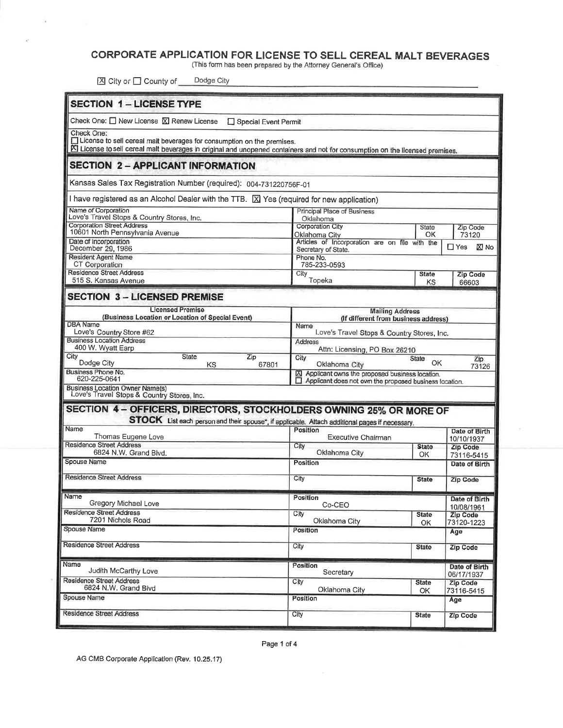# CORPORATE APPLICATION FOR LICENSE TO SELL CEREAL MALT BEVERAGES

(This form has been prepared by the Attorney General's Office)

☒ City or ☐ County of Dodge City

## SECTION 1 – LICENSE TYPE

Check One: ☐ New License ☒ Renew License ☐ Special Event Permit

Check One:
☐ License to sell cereal malt beverages for consumption on the premises.
☒ License to sell cereal malt beverages in original and unopened containers and not for consumption on the licensed premises.

## SECTION 2 – APPLICANT INFORMATION

Kansas Sales Tax Registration Number (required): 004-731220756F-01

I have registered as an Alcohol Dealer with the TTB. ☒ Yes (required for new application)

| Name of Corporation | Principal Place of Business | | |
|---|---|---|---|
| Love's Travel Stops & Country Stores, Inc. | Oklahoma | | |
| **Corporation Street Address** | **Corporation City** | **State** | **Zip Code** |
| 10601 North Pennsylvania Avenue | Oklahoma City | OK | 73120 |
| **Date of Incorporation** | **Articles of Incorporation are on file with the Secretary of State.** | ☐ Yes ☒ No | |
| December 29, 1986 | | | |
| **Resident Agent Name** | **Phone No.** | | |
| CT Corporation | 785-233-0593 | | |
| **Residence Street Address** | **City** | **State** | **Zip Code** |
| 515 S. Kansas Avenue | Topeka | KS | 66603 |

## SECTION 3 – LICENSED PREMISE

| Licensed Premise (Business Location or Location of Special Event) | | | Mailing Address (If different from business address) | | |
|---|---|---|---|---|---|
| **DBA Name** | | | **Name** | | |
| Love's Country Store #62 | | | Love's Travel Stops & Country Stores, Inc. | | |
| **Business Location Address** | | | **Address** | | |
| 400 W. Wyatt Earp | | | Attn: Licensing, PO Box 26210 | | |
| **City** | **State** | **Zip** | **City** | **State** | **Zip** |
| Dodge City | KS | 67801 | Oklahoma City | OK | 73126 |
| **Business Phone No.** | | | ☒ Applicant owns the proposed business location. ☐ Applicant does not own the proposed business location. | | |
| 620-225-0641 | | | | | |
| **Business Location Owner Name(s)** | | | | | |
| Love's Travel Stops & Country Stores, Inc. | | | | | |

## SECTION 4 – OFFICERS, DIRECTORS, STOCKHOLDERS OWNING 25% OR MORE OF STOCK

List each person and their spouse*, if applicable. Attach additional pages if necessary.

| Name | Position | | Date of Birth |
|---|---|---|---|
| Thomas Eugene Love | Executive Chairman | | 10/10/1937 |
| **Residence Street Address** | **City** | **State** | **Zip Code** |
| 6824 N.W. Grand Blvd. | Oklahoma City | OK | 73116-5415 |
| **Spouse Name** | **Position** | | **Date of Birth** |
| | | | |
| **Residence Street Address** | **City** | **State** | **Zip Code** |
| | | | |

| Name | Position | | Date of Birth |
|---|---|---|---|
| Gregory Michael Love | Co-CEO | | 10/08/1961 |
| **Residence Street Address** | **City** | **State** | **Zip Code** |
| 7201 Nichols Road | Oklahoma City | OK | 73120-1223 |
| **Spouse Name** | **Position** | | **Age** |
| | | | |
| **Residence Street Address** | **City** | **State** | **Zip Code** |
| | | | |

| Name | Position | | Date of Birth |
|---|---|---|---|
| Judith McCarthy Love | Secretary | | 06/17/1937 |
| **Residence Street Address** | **City** | **State** | **Zip Code** |
| 6824 N.W. Grand Blvd | Oklahoma City | OK | 73116-5415 |
| **Spouse Name** | **Position** | | **Age** |
| | | | |
| **Residence Street Address** | **City** | **State** | **Zip Code** |
| | | | |

AG CMB Corporate Application (Rev. 10.25.17)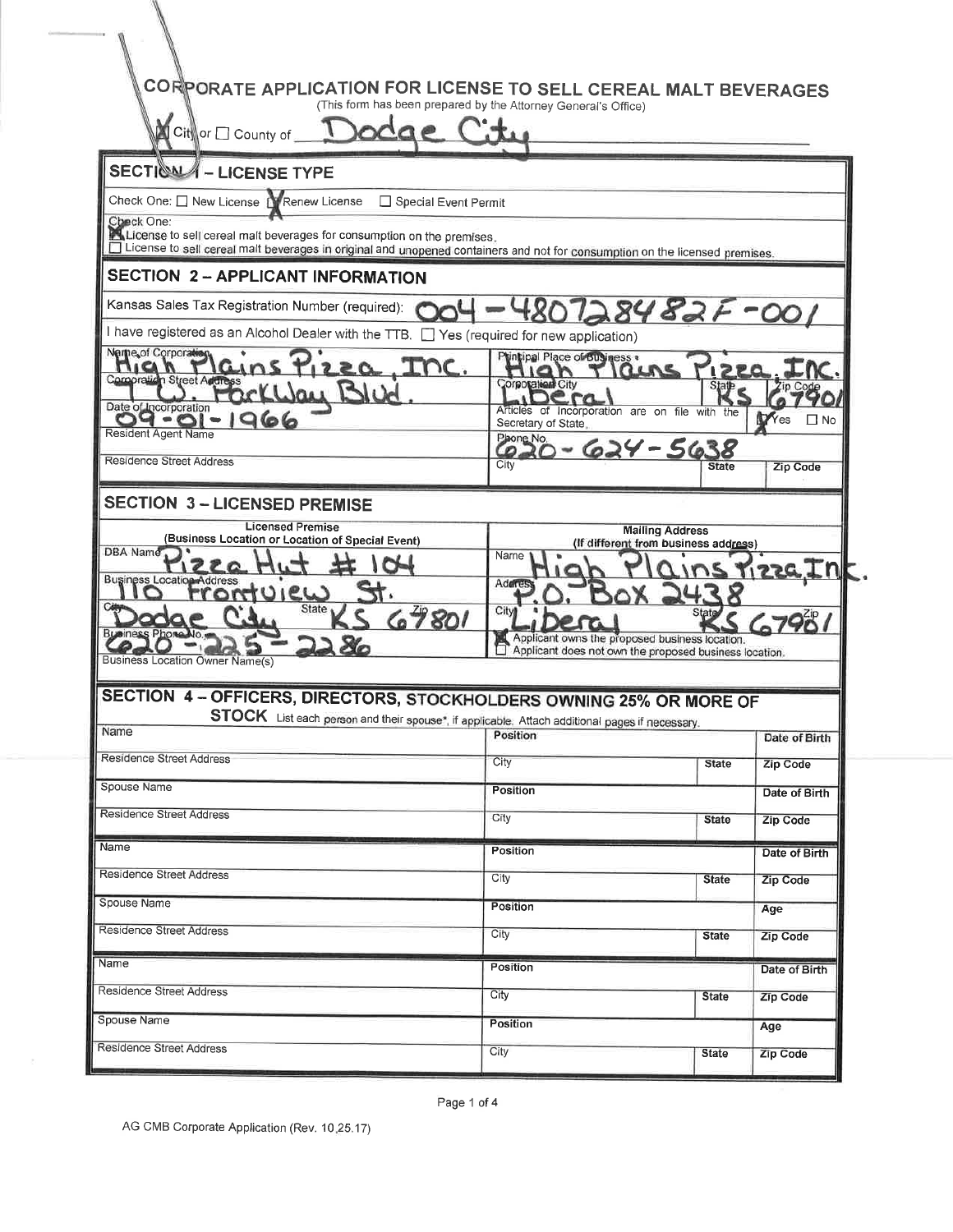# CORPORATE APPLICATION FOR LICENSE TO SELL CEREAL MALT BEVERAGES

(This form has been prepared by the Attorney General's Office)

[X] City or [ ] County of Dodge City

## SECTION 1 – LICENSE TYPE

Check One: [ ] New License [X] Renew License [ ] Special Event Permit

Check One:
[X] License to sell cereal malt beverages for consumption on the premises.
[ ] License to sell cereal malt beverages in original and unopened containers and not for consumption on the licensed premises.

## SECTION 2 – APPLICANT INFORMATION

Kansas Sales Tax Registration Number (required): 004-48072848 2F-001

I have registered as an Alcohol Dealer with the TTB. [ ] Yes (required for new application)

| | | | |
|---|---|---|---|
| Name of Corporation: High Plains Pizza, Inc. | Principal Place of Business: High Plains Pizza, Inc. | | |
| Corporation Street Address: 1 W. Parkway Blvd. | Corporation City: Liberal | State: KS | Zip Code: 67901 |
| Date of Incorporation: 09-01-1966 | Articles of Incorporation are on file with the Secretary of State. | | [X] Yes [ ] No |
| Resident Agent Name | Phone No. 620-624-5638 | | |
| Residence Street Address | City | State | Zip Code |

## SECTION 3 – LICENSED PREMISE

| Licensed Premise (Business Location or Location of Special Event) | Mailing Address (If different from business address) | | |
|---|---|---|---|
| DBA Name: Pizza Hut # 104 | Name: High Plains Pizza, Inc. | | |
| Business Location Address: 110 Frontview St. | Address: P.O. Box 2438 | | |
| City: Dodge City State: KS Zip: 67801 | City: Liberal | State: KS | Zip: 67901 |
| Business Phone No. 620-225-2286 | [X] Applicant owns the proposed business location. [ ] Applicant does not own the proposed business location. | | |
| Business Location Owner Name(s) | | | |

## SECTION 4 – OFFICERS, DIRECTORS, STOCKHOLDERS OWNING 25% OR MORE OF STOCK

List each person and their spouse*, if applicable. Attach additional pages if necessary.

| | | | |
|---|---|---|---|
| Name | Position | | Date of Birth |
| Residence Street Address | City | State | Zip Code |
| Spouse Name | Position | | Date of Birth |
| Residence Street Address | City | State | Zip Code |
| Name | Position | | Date of Birth |
| Residence Street Address | City | State | Zip Code |
| Spouse Name | Position | | Age |
| Residence Street Address | City | State | Zip Code |
| Name | Position | | Date of Birth |
| Residence Street Address | City | State | Zip Code |
| Spouse Name | Position | | Age |
| Residence Street Address | City | State | Zip Code |

AG CMB Corporate Application (Rev. 10.25.17)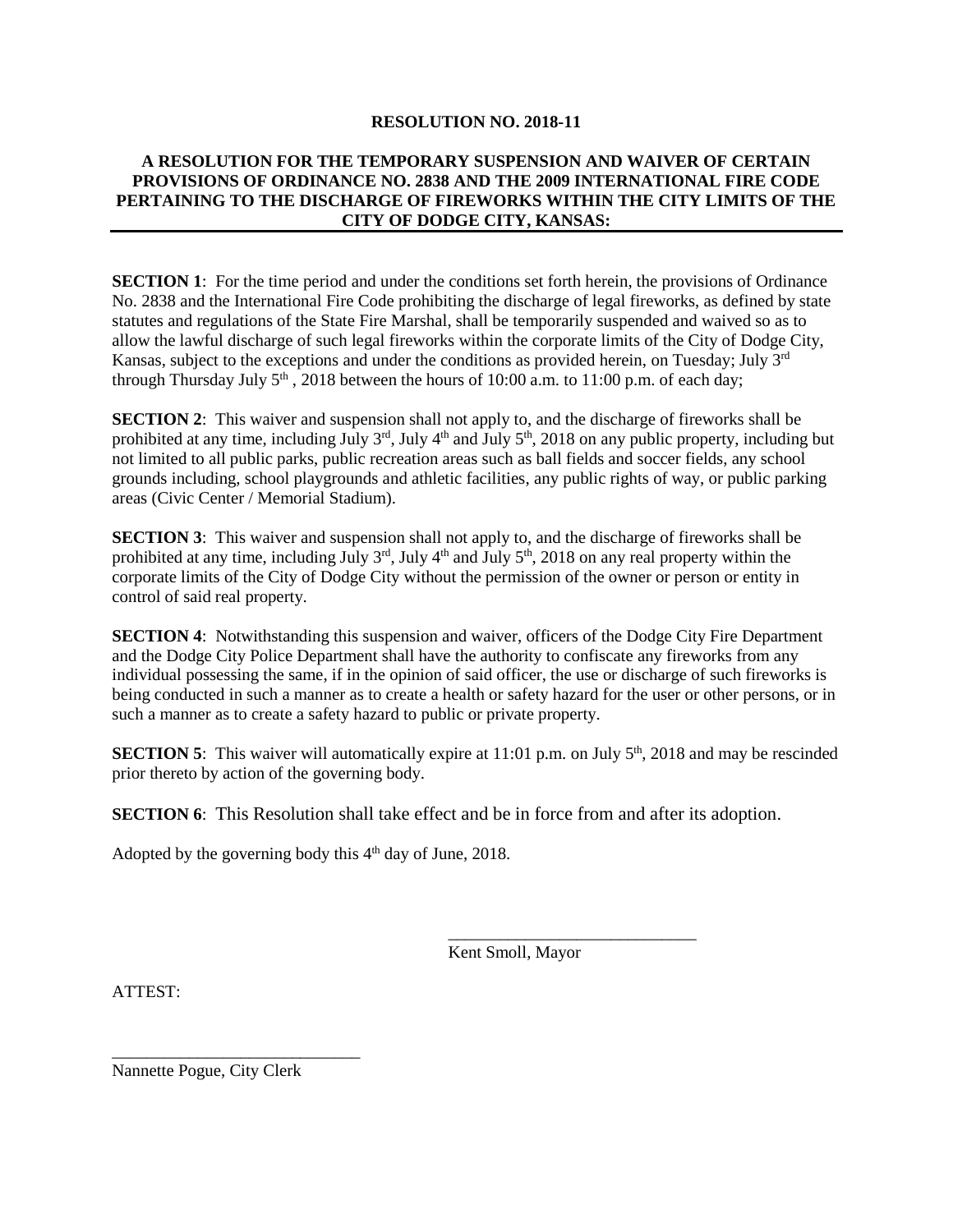**RESOLUTION NO. 2018-11**

**A RESOLUTION FOR THE TEMPORARY SUSPENSION AND WAIVER OF CERTAIN PROVISIONS OF ORDINANCE NO. 2838 AND THE 2009 INTERNATIONAL FIRE CODE PERTAINING TO THE DISCHARGE OF FIREWORKS WITHIN THE CITY LIMITS OF THE CITY OF DODGE CITY, KANSAS:**

---

**SECTION 1**: For the time period and under the conditions set forth herein, the provisions of Ordinance No. 2838 and the International Fire Code prohibiting the discharge of legal fireworks, as defined by state statutes and regulations of the State Fire Marshal, shall be temporarily suspended and waived so as to allow the lawful discharge of such legal fireworks within the corporate limits of the City of Dodge City, Kansas, subject to the exceptions and under the conditions as provided herein, on Tuesday; July 3rd through Thursday July 5th , 2018 between the hours of 10:00 a.m. to 11:00 p.m. of each day;

**SECTION 2**: This waiver and suspension shall not apply to, and the discharge of fireworks shall be prohibited at any time, including July 3rd, July 4th and July 5th, 2018 on any public property, including but not limited to all public parks, public recreation areas such as ball fields and soccer fields, any school grounds including, school playgrounds and athletic facilities, any public rights of way, or public parking areas (Civic Center / Memorial Stadium).

**SECTION 3**: This waiver and suspension shall not apply to, and the discharge of fireworks shall be prohibited at any time, including July 3rd, July 4th and July 5th, 2018 on any real property within the corporate limits of the City of Dodge City without the permission of the owner or person or entity in control of said real property.

**SECTION 4**: Notwithstanding this suspension and waiver, officers of the Dodge City Fire Department and the Dodge City Police Department shall have the authority to confiscate any fireworks from any individual possessing the same, if in the opinion of said officer, the use or discharge of such fireworks is being conducted in such a manner as to create a health or safety hazard for the user or other persons, or in such a manner as to create a safety hazard to public or private property.

**SECTION 5**: This waiver will automatically expire at 11:01 p.m. on July 5th, 2018 and may be rescinded prior thereto by action of the governing body.

**SECTION 6**: This Resolution shall take effect and be in force from and after its adoption.

Adopted by the governing body this 4th day of June, 2018.

_____________________________
Kent Smoll, Mayor

ATTEST:

_____________________________
Nannette Pogue, City Clerk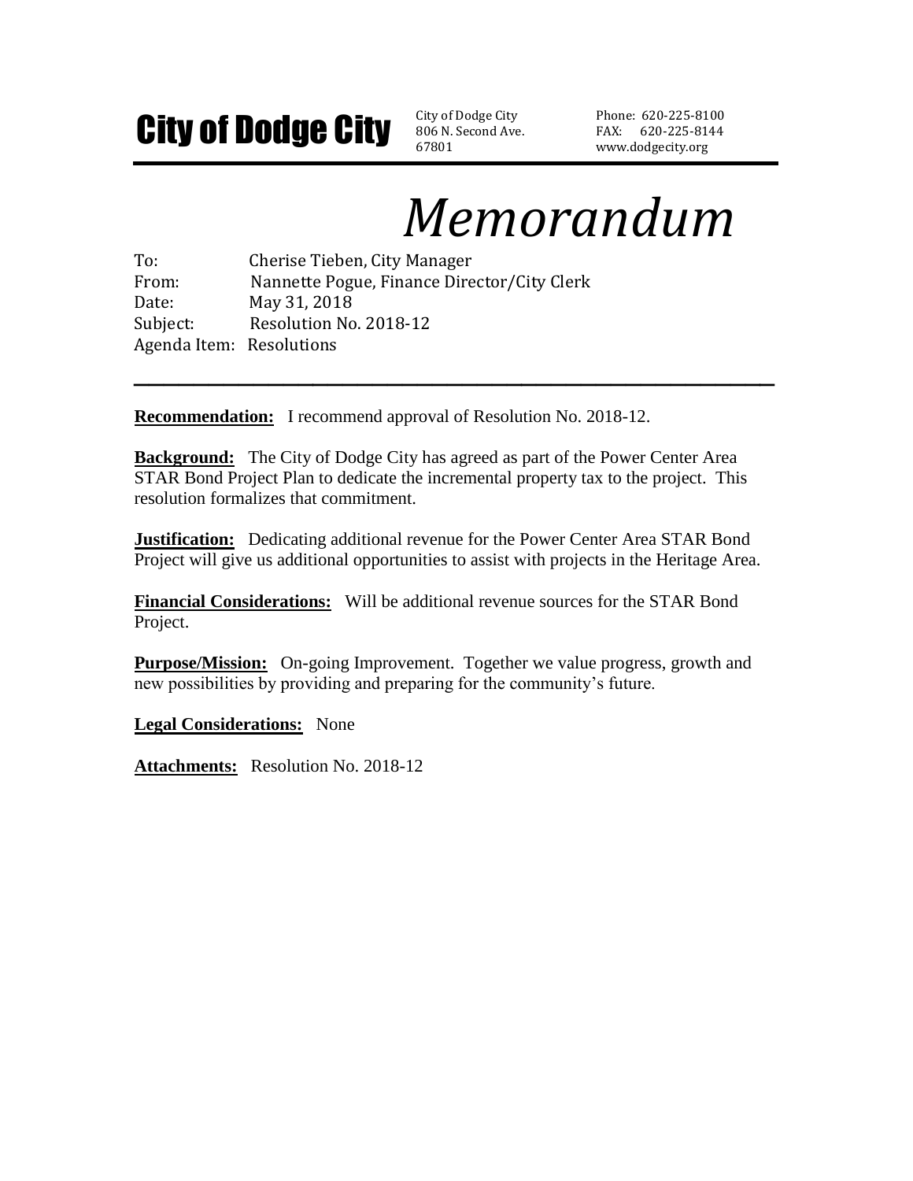# City of Dodge City

City of Dodge City
806 N. Second Ave.
67801

Phone: 620-225-8100
FAX: 620-225-8144
www.dodgecity.org

# *Memorandum*

To: Cherise Tieben, City Manager
From: Nannette Pogue, Finance Director/City Clerk
Date: May 31, 2018
Subject: Resolution No. 2018-12
Agenda Item: Resolutions

---

**Recommendation:** I recommend approval of Resolution No. 2018-12.

**Background:** The City of Dodge City has agreed as part of the Power Center Area STAR Bond Project Plan to dedicate the incremental property tax to the project. This resolution formalizes that commitment.

**Justification:** Dedicating additional revenue for the Power Center Area STAR Bond Project will give us additional opportunities to assist with projects in the Heritage Area.

**Financial Considerations:** Will be additional revenue sources for the STAR Bond Project.

**Purpose/Mission:** On-going Improvement. Together we value progress, growth and new possibilities by providing and preparing for the community's future.

**Legal Considerations:** None

**Attachments:** Resolution No. 2018-12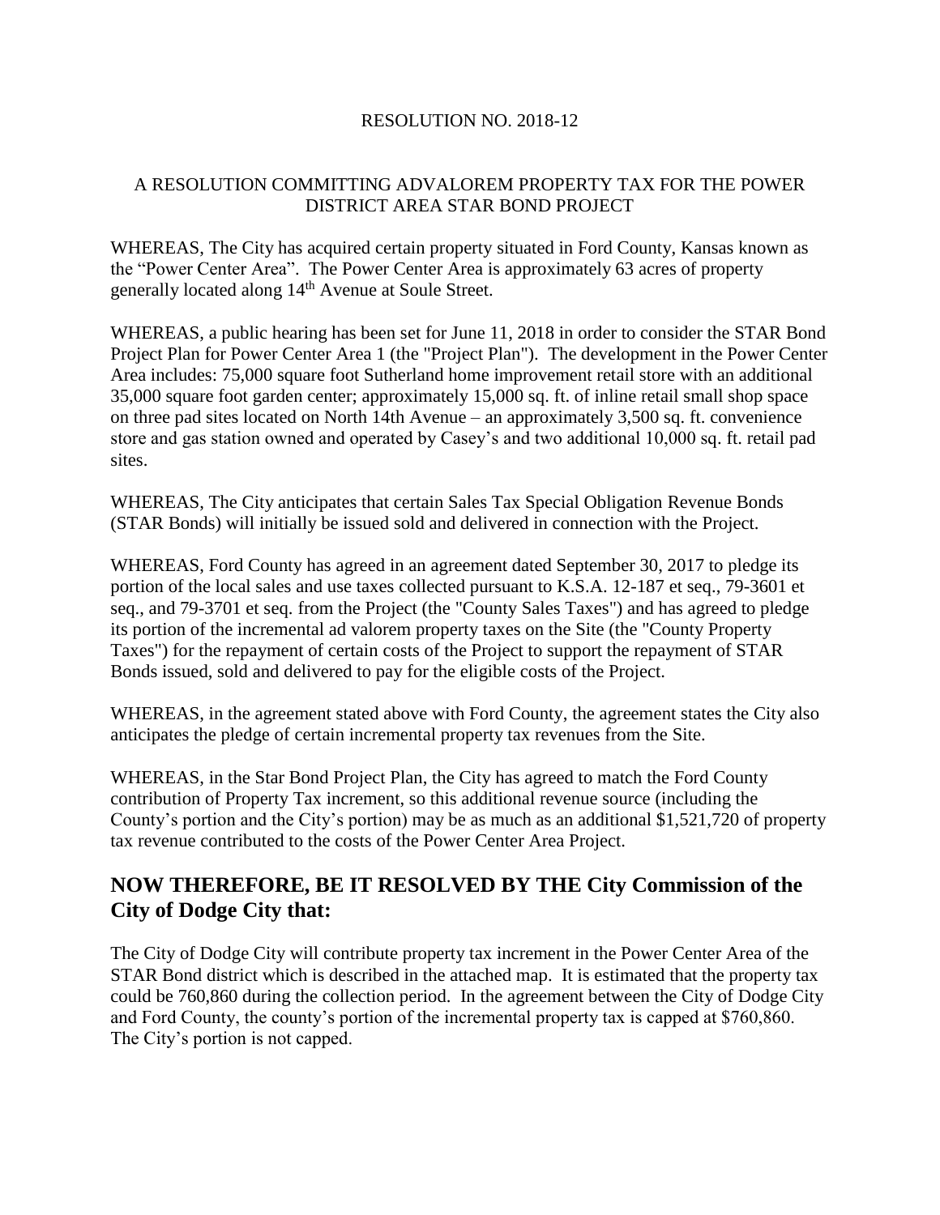RESOLUTION NO. 2018-12

A RESOLUTION COMMITTING ADVALOREM PROPERTY TAX FOR THE POWER DISTRICT AREA STAR BOND PROJECT

WHEREAS, The City has acquired certain property situated in Ford County, Kansas known as the "Power Center Area". The Power Center Area is approximately 63 acres of property generally located along 14th Avenue at Soule Street.

WHEREAS, a public hearing has been set for June 11, 2018 in order to consider the STAR Bond Project Plan for Power Center Area 1 (the "Project Plan"). The development in the Power Center Area includes: 75,000 square foot Sutherland home improvement retail store with an additional 35,000 square foot garden center; approximately 15,000 sq. ft. of inline retail small shop space on three pad sites located on North 14th Avenue – an approximately 3,500 sq. ft. convenience store and gas station owned and operated by Casey's and two additional 10,000 sq. ft. retail pad sites.

WHEREAS, The City anticipates that certain Sales Tax Special Obligation Revenue Bonds (STAR Bonds) will initially be issued sold and delivered in connection with the Project.

WHEREAS, Ford County has agreed in an agreement dated September 30, 2017 to pledge its portion of the local sales and use taxes collected pursuant to K.S.A. 12-187 et seq., 79-3601 et seq., and 79-3701 et seq. from the Project (the "County Sales Taxes") and has agreed to pledge its portion of the incremental ad valorem property taxes on the Site (the "County Property Taxes") for the repayment of certain costs of the Project to support the repayment of STAR Bonds issued, sold and delivered to pay for the eligible costs of the Project.

WHEREAS, in the agreement stated above with Ford County, the agreement states the City also anticipates the pledge of certain incremental property tax revenues from the Site.

WHEREAS, in the Star Bond Project Plan, the City has agreed to match the Ford County contribution of Property Tax increment, so this additional revenue source (including the County's portion and the City's portion) may be as much as an additional $1,521,720 of property tax revenue contributed to the costs of the Power Center Area Project.

## NOW THEREFORE, BE IT RESOLVED BY THE City Commission of the City of Dodge City that:

The City of Dodge City will contribute property tax increment in the Power Center Area of the STAR Bond district which is described in the attached map. It is estimated that the property tax could be 760,860 during the collection period. In the agreement between the City of Dodge City and Ford County, the county's portion of the incremental property tax is capped at $760,860. The City's portion is not capped.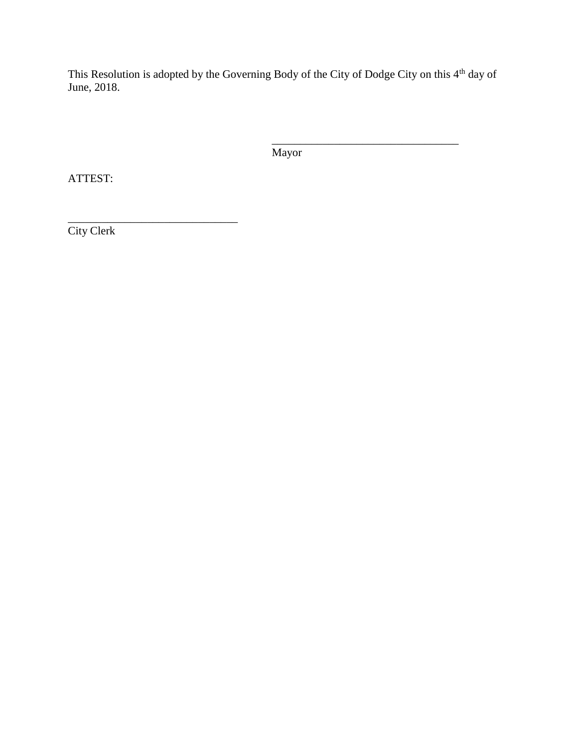This Resolution is adopted by the Governing Body of the City of Dodge City on this 4th day of June, 2018.

\_\_\_\_\_\_\_\_\_\_\_\_\_\_\_\_\_\_\_\_\_\_\_\_\_\_\_\_\_\_\_\_\_\_
Mayor

ATTEST:

\_\_\_\_\_\_\_\_\_\_\_\_\_\_\_\_\_\_\_\_\_\_\_\_\_\_\_\_\_\_\_
City Clerk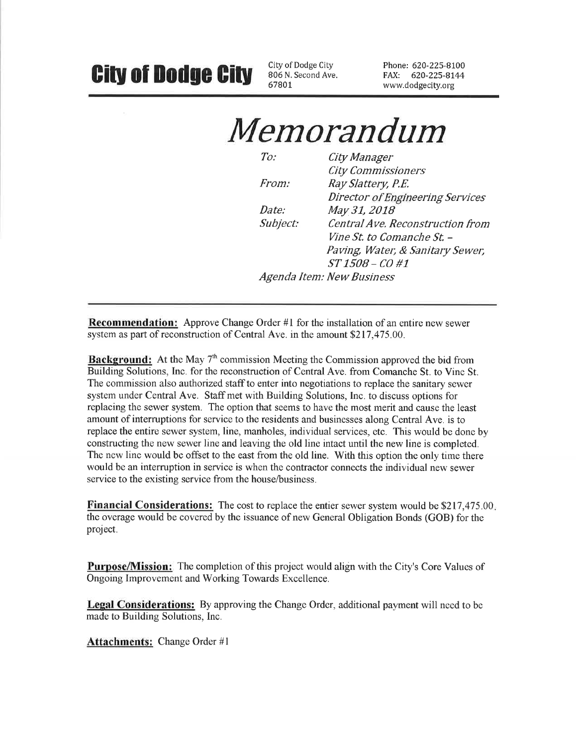# City of Dodge City

City of Dodge City
806 N. Second Ave.
67801

Phone: 620-225-8100
FAX: 620-225-8144
www.dodgecity.org

# *Memorandum*

| | |
|---|---|
| *To:* | *City Manager* |
| | *City Commissioners* |
| *From:* | *Ray Slattery, P.E.* |
| | *Director of Engineering Services* |
| *Date:* | *May 31, 2018* |
| *Subject:* | *Central Ave. Reconstruction from Vine St. to Comanche St. – Paving, Water, & Sanitary Sewer, ST 1508 – CO #1* |

*Agenda Item: New Business*

---

**Recommendation:** Approve Change Order #1 for the installation of an entire new sewer system as part of reconstruction of Central Ave. in the amount $217,475.00.

**Background:** At the May 7th commission Meeting the Commission approved the bid from Building Solutions, Inc. for the reconstruction of Central Ave. from Comanche St. to Vine St. The commission also authorized staff to enter into negotiations to replace the sanitary sewer system under Central Ave. Staff met with Building Solutions, Inc. to discuss options for replacing the sewer system. The option that seems to have the most merit and cause the least amount of interruptions for service to the residents and businesses along Central Ave. is to replace the entire sewer system, line, manholes, individual services, etc. This would be done by constructing the new sewer line and leaving the old line intact until the new line is completed. The new line would be offset to the east from the old line. With this option the only time there would be an interruption in service is when the contractor connects the individual new sewer service to the existing service from the house/business.

**Financial Considerations:** The cost to replace the entier sewer system would be $217,475.00, the overage would be covered by the issuance of new General Obligation Bonds (GOB) for the project.

**Purpose/Mission:** The completion of this project would align with the City's Core Values of Ongoing Improvement and Working Towards Excellence.

**Legal Considerations:** By approving the Change Order, additional payment will need to be made to Building Solutions, Inc.

**Attachments:** Change Order #1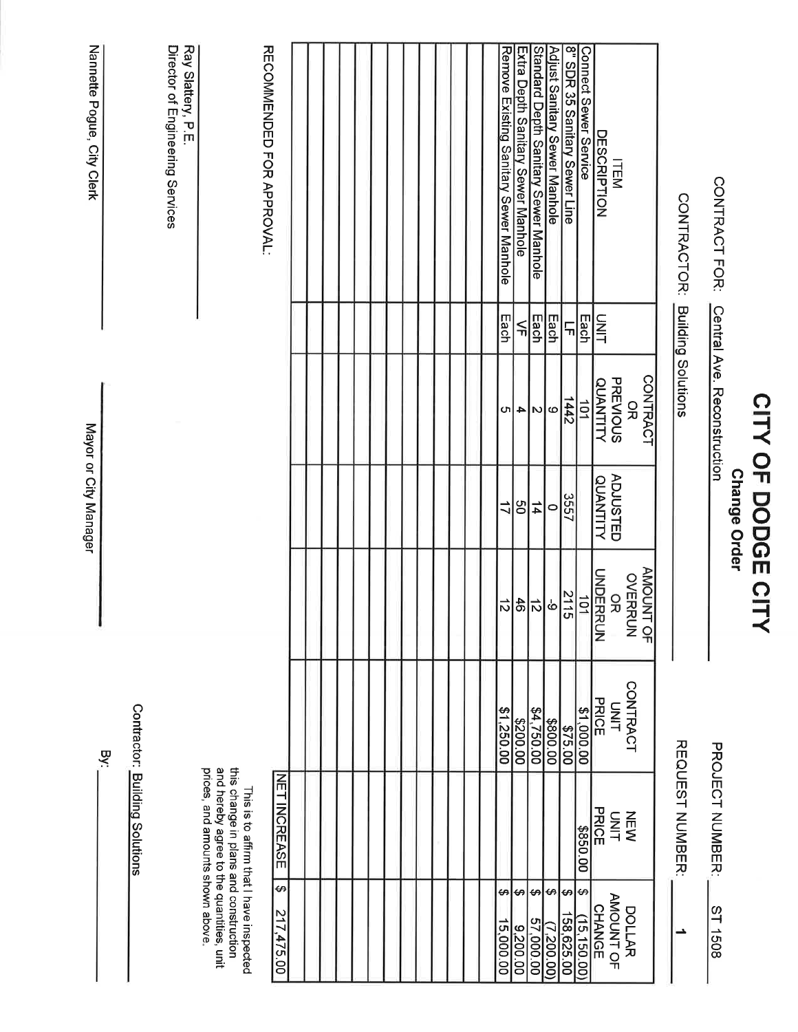# CITY OF DODGE CITY

## Change Order

CONTRACT FOR: Central Ave. Reconstruction

PROJECT NUMBER: ST 1508

CONTRACTOR: Building Solutions

REQUEST NUMBER: 1

| ITEM DESCRIPTION | UNIT | CONTRACT OR PREVIOUS QUANTITY | ADJUSTED QUANTITY | AMOUNT OF OVERRUN OR UNDERRUN | CONTRACT UNIT PRICE | NEW UNIT PRICE | DOLLAR AMOUNT OF CHANGE |
|---|---|---|---|---|---|---|---|
| Connect Sewer Service | Each | 101 | | 101 | $1,000.00 | $850.00 | $ (15,150.00) |
| 8" SDR 35 Sanitary Sewer Line | LF | 1442 | 3557 | 2115 | $75.00 | | $ 158,625.00 |
| Adjust Sanitary Sewer Manhole | Each | 9 | 0 | -9 | $800.00 | | $ (7,200.00) |
| Standard Depth Sanitary Sewer Manhole | Each | 2 | 14 | 12 | $4,750.00 | | $ 57,000.00 |
| Extra Depth Sanitary Sewer Manhole | VF | 4 | 50 | 46 | $200.00 | | $ 9,200.00 |
| Remove Existing Sanitary Sewer Manhole | Each | 5 | 17 | 12 | $1,250.00 | | $ 15,000.00 |
| | | | | | | NET INCREASE | $ 217,475.00 |

RECOMMENDED FOR APPROVAL:

This is to affirm that I have inspected this change in plans and construction and hereby agree to the quantities, unit prices, and amounts shown above.

Ray Slattery, P.E.
Director of Engineering Services

Contractor: Building Solutions

By: ______________

Nannette Pogue, City Clerk

Mayor or City Manager